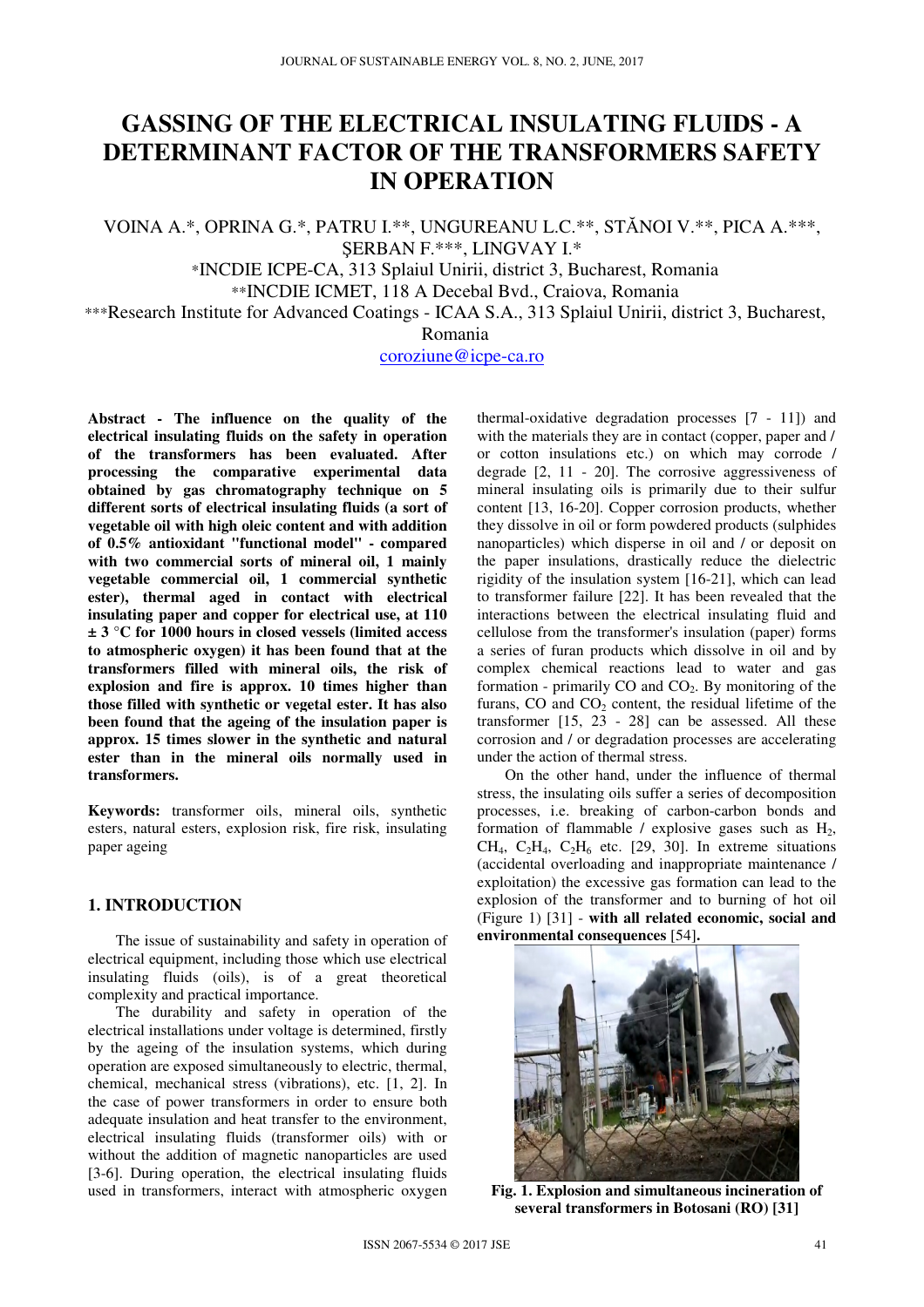# GASSING OF THE ELECTRICAL INSULATING FLUIDS - A DETERMINANT FACTOR OF THE TRANSFORMERS SAFETY IN OPERATION

VOINA A.*, OPRINA G.*, PATRU I.**, UNGUREANU L.C.**, STĂNOI V.**, PICA A.***, ȘERBAN F.***, LINGVAY I.*

*INCDIE ICPE-CA, 313 Splaiul Unirii, district 3, Bucharest, Romania

**INCDIE ICMET, 118 A Decebal Bvd., Craiova, Romania

***Research Institute for Advanced Coatings - ICAA S.A., 313 Splaiul Unirii, district 3, Bucharest, Romania

coroziune@icpe-ca.ro

**Abstract - The influence on the quality of the electrical insulating fluids on the safety in operation of the transformers has been evaluated. After processing the comparative experimental data obtained by gas chromatography technique on 5 different sorts of electrical insulating fluids (a sort of vegetable oil with high oleic content and with addition of 0.5% antioxidant "functional model" - compared with two commercial sorts of mineral oil, 1 mainly vegetable commercial oil, 1 commercial synthetic ester), thermal aged in contact with electrical insulating paper and copper for electrical use, at 110 ± 3 °C for 1000 hours in closed vessels (limited access to atmospheric oxygen) it has been found that at the transformers filled with mineral oils, the risk of explosion and fire is approx. 10 times higher than those filled with synthetic or vegetal ester. It has also been found that the ageing of the insulation paper is approx. 15 times slower in the synthetic and natural ester than in the mineral oils normally used in transformers.**

**Keywords:** transformer oils, mineral oils, synthetic esters, natural esters, explosion risk, fire risk, insulating paper ageing

## 1. INTRODUCTION

The issue of sustainability and safety in operation of electrical equipment, including those which use electrical insulating fluids (oils), is of a great theoretical complexity and practical importance.

The durability and safety in operation of the electrical installations under voltage is determined, firstly by the ageing of the insulation systems, which during operation are exposed simultaneously to electric, thermal, chemical, mechanical stress (vibrations), etc. [1, 2]. In the case of power transformers in order to ensure both adequate insulation and heat transfer to the environment, electrical insulating fluids (transformer oils) with or without the addition of magnetic nanoparticles are used [3-6]. During operation, the electrical insulating fluids used in transformers, interact with atmospheric oxygen (thermal-oxidative degradation processes [7 - 11]) and with the materials they are in contact (copper, paper and / or cotton insulations etc.) on which may corrode / degrade [2, 11 - 20]. The corrosive aggressiveness of mineral insulating oils is primarily due to their sulfur content [13, 16-20]. Copper corrosion products, whether they dissolve in oil or form powdered products (sulphides nanoparticles) which disperse in oil and / or deposit on the paper insulations, drastically reduce the dielectric rigidity of the insulation system [16-21], which can lead to transformer failure [22]. It has been revealed that the interactions between the electrical insulating fluid and cellulose from the transformer's insulation (paper) forms a series of furan products which dissolve in oil and by complex chemical reactions lead to water and gas formation - primarily CO and $CO_2$. By monitoring of the furans, CO and $CO_2$ content, the residual lifetime of the transformer [15, 23 - 28] can be assessed. All these corrosion and / or degradation processes are accelerating under the action of thermal stress.

On the other hand, under the influence of thermal stress, the insulating oils suffer a series of decomposition processes, i.e. breaking of carbon-carbon bonds and formation of flammable / explosive gases such as $H_2$, $CH_4$, $C_2H_4$, $C_2H_6$ etc. [29, 30]. In extreme situations (accidental overloading and inappropriate maintenance / exploitation) the excessive gas formation can lead to the explosion of the transformer and to burning of hot oil (Figure 1) [31] - **with all related economic, social and environmental consequences** [54].

**Fig. 1. Explosion and simultaneous incineration of several transformers in Botosani (RO) [31]**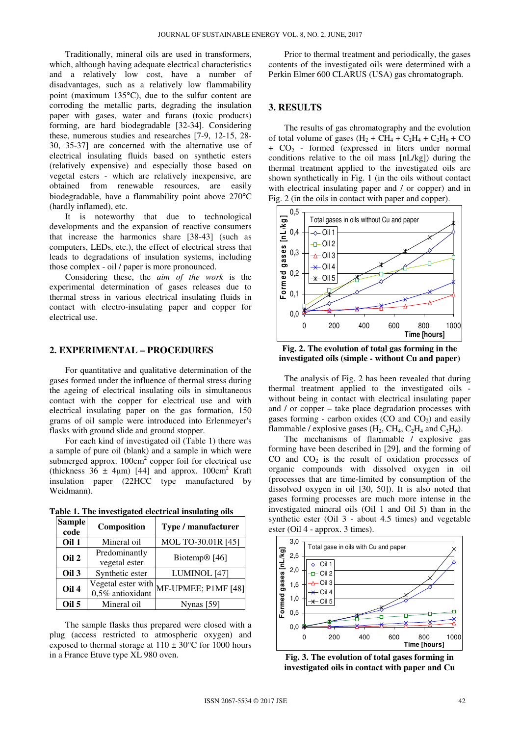Traditionally, mineral oils are used in transformers, which, although having adequate electrical characteristics and a relatively low cost, have a number of disadvantages, such as a relatively low flammability point (maximum 135°C), due to the sulfur content are corroding the metallic parts, degrading the insulation paper with gases, water and furans (toxic products) forming, are hard biodegradable [32-34]. Considering these, numerous studies and researches [7-9, 12-15, 28-30, 35-37] are concerned with the alternative use of electrical insulating fluids based on synthetic esters (relatively expensive) and especially those based on vegetal esters - which are relatively inexpensive, are obtained from renewable resources, are easily biodegradable, have a flammability point above 270°C (hardly inflamed), etc.

It is noteworthy that due to technological developments and the expansion of reactive consumers that increase the harmonics share [38-43] (such as computers, LEDs, etc.), the effect of electrical stress that leads to degradations of insulation systems, including those complex - oil / paper is more pronounced.

Considering these, the *aim of the work* is the experimental determination of gases releases due to thermal stress in various electrical insulating fluids in contact with electro-insulating paper and copper for electrical use.

## 2. EXPERIMENTAL – PROCEDURES

For quantitative and qualitative determination of the gases formed under the influence of thermal stress during the ageing of electrical insulating oils in simultaneous contact with the copper for electrical use and with electrical insulating paper on the gas formation, 150 grams of oil sample were introduced into Erlenmeyer's flasks with ground slide and ground stopper.

For each kind of investigated oil (Table 1) there was a sample of pure oil (blank) and a sample in which were submerged approx. 100cm$^2$ copper foil for electrical use (thickness 36 ± 4μm) [44] and approx. 100cm$^2$ Kraft insulation paper (22HCC type manufactured by Weidmann).

**Table 1. The investigated electrical insulating oils**

| Sample code | Composition | Type / manufacturer |
|---|---|---|
| **Oil 1** | Mineral oil | MOL TO-30.01R [45] |
| **Oil 2** | Predominantly vegetal ester | Biotemp® [46] |
| **Oil 3** | Synthetic ester | LUMINOL [47] |
| **Oil 4** | Vegetal ester with 0,5% antioxidant | MF-UPMEE; P1MF [48] |
| **Oil 5** | Mineral oil | Nynas [59] |

The sample flasks thus prepared were closed with a plug (access restricted to atmospheric oxygen) and exposed to thermal storage at 110 ± 30°C for 1000 hours in a France Etuve type XL 980 oven.

Prior to thermal treatment and periodically, the gases contents of the investigated oils were determined with a Perkin Elmer 600 CLARUS (USA) gas chromatograph.

## 3. RESULTS

The results of gas chromatography and the evolution of total volume of gases ($H_2$ + $CH_4$ + $C_2H_4$ + $C_2H_6$ + CO + $CO_2$ - formed (expressed in liters under normal conditions relative to the oil mass [nL/kg]) during the thermal treatment applied to the investigated oils are shown synthetically in Fig. 1 (in the oils without contact with electrical insulating paper and / or copper) and in Fig. 2 (in the oils in contact with paper and copper).

**Fig. 2. The evolution of total gas forming in the investigated oils (simple - without Cu and paper)**

The analysis of Fig. 2 has been revealed that during thermal treatment applied to the investigated oils - without being in contact with electrical insulating paper and / or copper – take place degradation processes with gases forming - carbon oxides (CO and $CO_2$) and easily flammable / explosive gases ($H_2$, $CH_4$, $C_2H_4$ and $C_2H_6$).

The mechanisms of flammable / explosive gas forming have been described in [29], and the forming of CO and $CO_2$ is the result of oxidation processes of organic compounds with dissolved oxygen in oil (processes that are time-limited by consumption of the dissolved oxygen in oil [30, 50]). It is also noted that gases forming processes are much more intense in the investigated mineral oils (Oil 1 and Oil 5) than in the synthetic ester (Oil 3 - about 4.5 times) and vegetable ester (Oil 4 - approx. 3 times).

**Fig. 3. The evolution of total gases forming in investigated oils in contact with paper and Cu**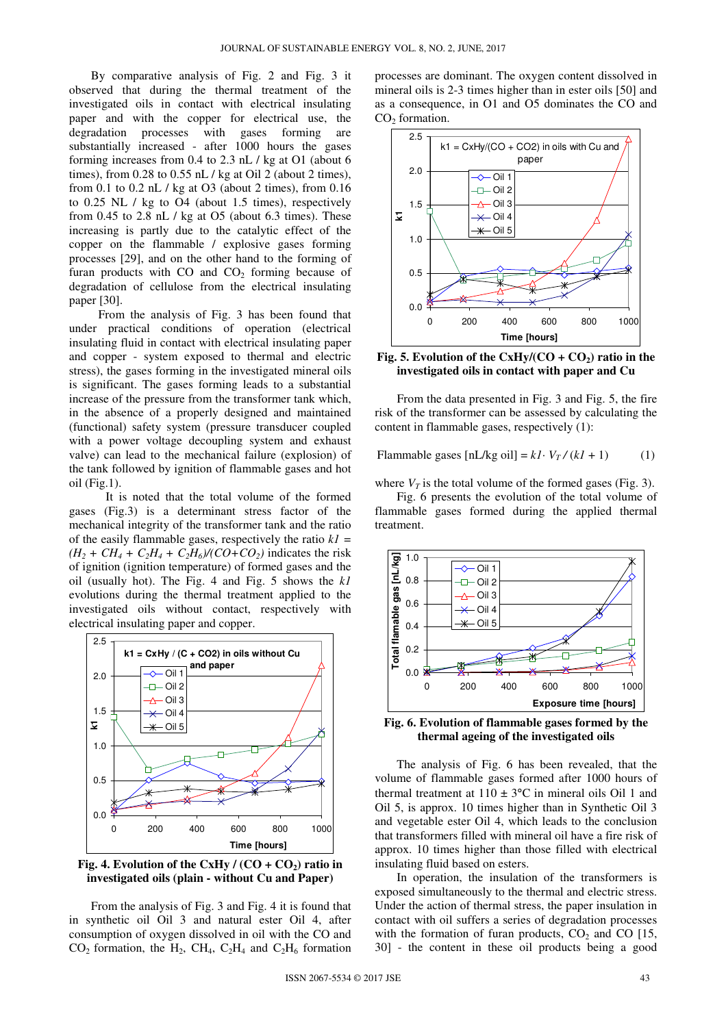By comparative analysis of Fig. 2 and Fig. 3 it observed that during the thermal treatment of the investigated oils in contact with electrical insulating paper and with the copper for electrical use, the degradation processes with gases forming are substantially increased - after 1000 hours the gases forming increases from 0.4 to 2.3 nL / kg at O1 (about 6 times), from 0.28 to 0.55 nL / kg at Oil 2 (about 2 times), from 0.1 to 0.2 nL / kg at O3 (about 2 times), from 0.16 to 0.25 NL / kg to O4 (about 1.5 times), respectively from 0.45 to 2.8 nL / kg at O5 (about 6.3 times). These increasing is partly due to the catalytic effect of the copper on the flammable / explosive gases forming processes [29], and on the other hand to the forming of furan products with CO and $CO_2$ forming because of degradation of cellulose from the electrical insulating paper [30].

From the analysis of Fig. 3 has been found that under practical conditions of operation (electrical insulating fluid in contact with electrical insulating paper and copper - system exposed to thermal and electric stress), the gases forming in the investigated mineral oils is significant. The gases forming leads to a substantial increase of the pressure from the transformer tank which, in the absence of a properly designed and maintained (functional) safety system (pressure transducer coupled with a power voltage decoupling system and exhaust valve) can lead to the mechanical failure (explosion) of the tank followed by ignition of flammable gases and hot oil (Fig.1).

It is noted that the total volume of the formed gases (Fig.3) is a determinant stress factor of the mechanical integrity of the transformer tank and the ratio of the easily flammable gases, respectively the ratio $k1 = (H_2 + CH_4 + C_2H_4 + C_2H_6)/(CO+CO_2)$ indicates the risk of ignition (ignition temperature) of formed gases and the oil (usually hot). The Fig. 4 and Fig. 5 shows the $k1$ evolutions during the thermal treatment applied to the investigated oils without contact, respectively with electrical insulating paper and copper.

**Fig. 4. Evolution of the CxHy / (CO + $CO_2$) ratio in investigated oils (plain - without Cu and Paper)**

From the analysis of Fig. 3 and Fig. 4 it is found that in synthetic oil Oil 3 and natural ester Oil 4, after consumption of oxygen dissolved in oil with the CO and $CO_2$ formation, the $H_2$, $CH_4$, $C_2H_4$ and $C_2H_6$ formation processes are dominant. The oxygen content dissolved in mineral oils is 2-3 times higher than in ester oils [50] and as a consequence, in O1 and O5 dominates the CO and $CO_2$ formation.

**Fig. 5. Evolution of the CxHy/(CO + $CO_2$) ratio in the investigated oils in contact with paper and Cu**

From the data presented in Fig. 3 and Fig. 5, the fire risk of the transformer can be assessed by calculating the content in flammable gases, respectively (1):

$$\text{Flammable gases [nL/kg oil]} = k1 \cdot V_T / (k1 + 1) \qquad (1)$$

where $V_T$ is the total volume of the formed gases (Fig. 3).

Fig. 6 presents the evolution of the total volume of flammable gases formed during the applied thermal treatment.

**Fig. 6. Evolution of flammable gases formed by the thermal ageing of the investigated oils**

The analysis of Fig. 6 has been revealed, that the volume of flammable gases formed after 1000 hours of thermal treatment at 110 ± 3°C in mineral oils Oil 1 and Oil 5, is approx. 10 times higher than in Synthetic Oil 3 and vegetable ester Oil 4, which leads to the conclusion that transformers filled with mineral oil have a fire risk of approx. 10 times higher than those filled with electrical insulating fluid based on esters.

In operation, the insulation of the transformers is exposed simultaneously to the thermal and electric stress. Under the action of thermal stress, the paper insulation in contact with oil suffers a series of degradation processes with the formation of furan products, $CO_2$ and CO [15, 30] - the content in these oil products being a good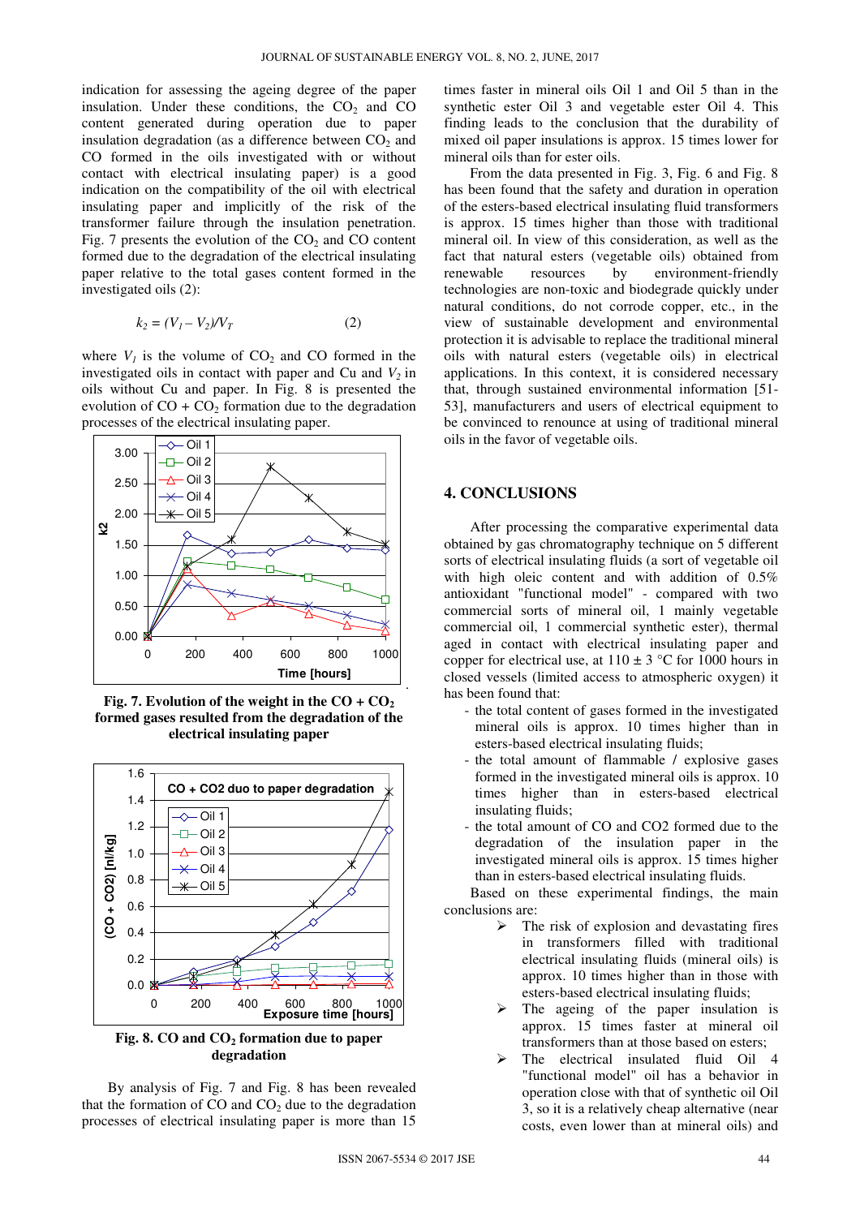indication for assessing the ageing degree of the paper insulation. Under these conditions, the $CO_2$ and CO content generated during operation due to paper insulation degradation (as a difference between $CO_2$ and CO formed in the oils investigated with or without contact with electrical insulating paper) is a good indication on the compatibility of the oil with electrical insulating paper and implicitly of the risk of the transformer failure through the insulation penetration. Fig. 7 presents the evolution of the $CO_2$ and CO content formed due to the degradation of the electrical insulating paper relative to the total gases content formed in the investigated oils (2):

$$k_2 = (V_1 - V_2)/V_T \qquad (2)$$

where $V_1$ is the volume of $CO_2$ and CO formed in the investigated oils in contact with paper and Cu and $V_2$ in oils without Cu and paper. In Fig. 8 is presented the evolution of CO + $CO_2$ formation due to the degradation processes of the electrical insulating paper.

**Fig. 7. Evolution of the weight in the CO + $CO_2$ formed gases resulted from the degradation of the electrical insulating paper**

**Fig. 8. CO and $CO_2$ formation due to paper degradation**

By analysis of Fig. 7 and Fig. 8 has been revealed that the formation of CO and $CO_2$ due to the degradation processes of electrical insulating paper is more than 15 times faster in mineral oils Oil 1 and Oil 5 than in the synthetic ester Oil 3 and vegetable ester Oil 4. This finding leads to the conclusion that the durability of mixed oil paper insulations is approx. 15 times lower for mineral oils than for ester oils.

From the data presented in Fig. 3, Fig. 6 and Fig. 8 has been found that the safety and duration in operation of the esters-based electrical insulating fluid transformers is approx. 15 times higher than those with traditional mineral oil. In view of this consideration, as well as the fact that natural esters (vegetable oils) obtained from renewable resources by environment-friendly technologies are non-toxic and biodegrade quickly under natural conditions, do not corrode copper, etc., in the view of sustainable development and environmental protection it is advisable to replace the traditional mineral oils with natural esters (vegetable oils) in electrical applications. In this context, it is considered necessary that, through sustained environmental information [51-53], manufacturers and users of electrical equipment to be convinced to renounce at using of traditional mineral oils in the favor of vegetable oils.

## 4. CONCLUSIONS

After processing the comparative experimental data obtained by gas chromatography technique on 5 different sorts of electrical insulating fluids (a sort of vegetable oil with high oleic content and with addition of 0.5% antioxidant "functional model" - compared with two commercial sorts of mineral oil, 1 mainly vegetable commercial oil, 1 commercial synthetic ester), thermal aged in contact with electrical insulating paper and copper for electrical use, at 110 ± 3 °C for 1000 hours in closed vessels (limited access to atmospheric oxygen) it has been found that:

- the total content of gases formed in the investigated mineral oils is approx. 10 times higher than in esters-based electrical insulating fluids;
- the total amount of flammable / explosive gases formed in the investigated mineral oils is approx. 10 times higher than in esters-based electrical insulating fluids;
- the total amount of CO and CO2 formed due to the degradation of the insulation paper in the investigated mineral oils is approx. 15 times higher than in esters-based electrical insulating fluids.

Based on these experimental findings, the main conclusions are:

- ➢ The risk of explosion and devastating fires in transformers filled with traditional electrical insulating fluids (mineral oils) is approx. 10 times higher than in those with esters-based electrical insulating fluids;
- ➢ The ageing of the paper insulation is approx. 15 times faster at mineral oil transformers than at those based on esters;
- ➢ The electrical insulated fluid Oil 4 "functional model" oil has a behavior in operation close with that of synthetic oil Oil 3, so it is a relatively cheap alternative (near costs, even lower than at mineral oils) and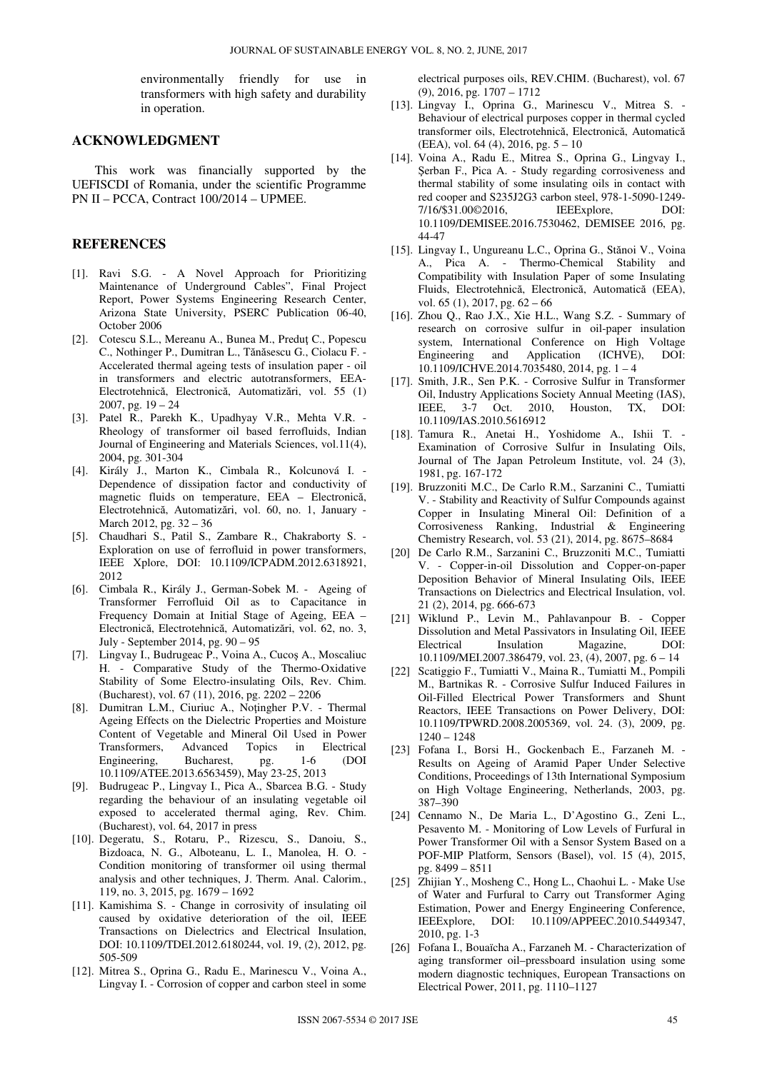environmentally friendly for use in transformers with high safety and durability in operation.

## ACKNOWLEDGMENT

This work was financially supported by the UEFISCDI of Romania, under the scientific Programme PN II – PCCA, Contract 100/2014 – UPMEE.

## REFERENCES

[1]. Ravi S.G. - A Novel Approach for Prioritizing Maintenance of Underground Cables", Final Project Report, Power Systems Engineering Research Center, Arizona State University, PSERC Publication 06-40, October 2006

[2]. Cotescu S.L., Mereanu A., Bunea M., Preduţ C., Popescu C., Nothinger P., Dumitran L., Tănăsescu G., Ciolacu F. - Accelerated thermal ageing tests of insulation paper - oil in transformers and electric autotransformers, EEA-Electrotehnică, Electronică, Automatizări, vol. 55 (1) 2007, pg. 19 – 24

[3]. Patel R., Parekh K., Upadhyay V.R., Mehta V.R. - Rheology of transformer oil based ferrofluids, Indian Journal of Engineering and Materials Sciences, vol.11(4), 2004, pg. 301-304

[4]. Király J., Marton K., Cimbala R., Kolcunová I. - Dependence of dissipation factor and conductivity of magnetic fluids on temperature, EEA – Electronică, Electrotehnică, Automatizări, vol. 60, no. 1, January - March 2012, pg. 32 – 36

[5]. Chaudhari S., Patil S., Zambare R., Chakraborty S. - Exploration on use of ferrofluid in power transformers, IEEE Xplore, DOI: 10.1109/ICPADM.2012.6318921, 2012

[6]. Cimbala R., Király J., German-Sobek M. - Ageing of Transformer Ferrofluid Oil as to Capacitance in Frequency Domain at Initial Stage of Ageing, EEA – Electronică, Electrotehnică, Automatizări, vol. 62, no. 3, July - September 2014, pg. 90 – 95

[7]. Lingvay I., Budrugeac P., Voina A., Cucoş A., Moscaliuc H. - Comparative Study of the Thermo-Oxidative Stability of Some Electro-insulating Oils, Rev. Chim. (Bucharest), vol. 67 (11), 2016, pg. 2202 – 2206

[8]. Dumitran L.M., Ciuriuc A., Noţingher P.V. - Thermal Ageing Effects on the Dielectric Properties and Moisture Content of Vegetable and Mineral Oil Used in Power Transformers, Advanced Topics in Electrical Engineering, Bucharest, pg. 1-6 (DOI 10.1109/ATEE.2013.6563459), May 23-25, 2013

[9]. Budrugeac P., Lingvay I., Pica A., Sbarcea B.G. - Study regarding the behaviour of an insulating vegetable oil exposed to accelerated thermal aging, Rev. Chim. (Bucharest), vol. 64, 2017 in press

[10]. Degeratu, S., Rotaru, P., Rizescu, S., Danoiu, S., Bizdoaca, N. G., Alboteanu, L. I., Manolea, H. O. - Condition monitoring of transformer oil using thermal analysis and other techniques, J. Therm. Anal. Calorim., 119, no. 3, 2015, pg. 1679 – 1692

[11]. Kamishima S. - Change in corrosivity of insulating oil caused by oxidative deterioration of the oil, IEEE Transactions on Dielectrics and Electrical Insulation, DOI: 10.1109/TDEI.2012.6180244, vol. 19, (2), 2012, pg. 505-509

[12]. Mitrea S., Oprina G., Radu E., Marinescu V., Voina A., Lingvay I. - Corrosion of copper and carbon steel in some electrical purposes oils, REV.CHIM. (Bucharest), vol. 67 (9), 2016, pg. 1707 – 1712

[13]. Lingvay I., Oprina G., Marinescu V., Mitrea S. - Behaviour of electrical purposes copper in thermal cycled transformer oils, Electrotehnică, Electronică, Automatică (EEA), vol. 64 (4), 2016, pg. 5 – 10

[14]. Voina A., Radu E., Mitrea S., Oprina G., Lingvay I., Şerban F., Pica A. - Study regarding corrosiveness and thermal stability of some insulating oils in contact with red cooper and S235J2G3 carbon steel, 978-1-5090-1249-7/16/$31.00©2016, IEEExplore, DOI: 10.1109/DEMISEE.2016.7530462, DEMISEE 2016, pg. 44-47

[15]. Lingvay I., Ungureanu L.C., Oprina G., Stănoi V., Voina A., Pica A. - Thermo-Chemical Stability and Compatibility with Insulation Paper of some Insulating Fluids, Electrotehnică, Electronică, Automatică (EEA), vol. 65 (1), 2017, pg. 62 – 66

[16]. Zhou Q., Rao J.X., Xie H.L., Wang S.Z. - Summary of research on corrosive sulfur in oil-paper insulation system, International Conference on High Voltage Engineering and Application (ICHVE), DOI: 10.1109/ICHVE.2014.7035480, 2014, pg. 1 – 4

[17]. Smith, J.R., Sen P.K. - Corrosive Sulfur in Transformer Oil, Industry Applications Society Annual Meeting (IAS), IEEE, 3-7 Oct. 2010, Houston, TX, DOI: 10.1109/IAS.2010.5616912

[18]. Tamura R., Anetai H., Yoshidome A., Ishii T. - Examination of Corrosive Sulfur in Insulating Oils, Journal of The Japan Petroleum Institute, vol. 24 (3), 1981, pg. 167-172

[19]. Bruzzoniti M.C., De Carlo R.M., Sarzanini C., Tumiatti V. - Stability and Reactivity of Sulfur Compounds against Copper in Insulating Mineral Oil: Definition of a Corrosiveness Ranking, Industrial & Engineering Chemistry Research, vol. 53 (21), 2014, pg. 8675–8684

[20] De Carlo R.M., Sarzanini C., Bruzzoniti M.C., Tumiatti V. - Copper-in-oil Dissolution and Copper-on-paper Deposition Behavior of Mineral Insulating Oils, IEEE Transactions on Dielectrics and Electrical Insulation, vol. 21 (2), 2014, pg. 666-673

[21] Wiklund P., Levin M., Pahlavanpour B. - Copper Dissolution and Metal Passivators in Insulating Oil, IEEE Electrical Insulation Magazine, DOI: 10.1109/MEI.2007.386479, vol. 23, (4), 2007, pg. 6 – 14

[22] Scatiggio F., Tumiatti V., Maina R., Tumiatti M., Pompili M., Bartnikas R. - Corrosive Sulfur Induced Failures in Oil-Filled Electrical Power Transformers and Shunt Reactors, IEEE Transactions on Power Delivery, DOI: 10.1109/TPWRD.2008.2005369, vol. 24. (3), 2009, pg. 1240 – 1248

[23] Fofana I., Borsi H., Gockenbach E., Farzaneh M. - Results on Ageing of Aramid Paper Under Selective Conditions, Proceedings of 13th International Symposium on High Voltage Engineering, Netherlands, 2003, pg. 387–390

[24] Cennamo N., De Maria L., D'Agostino G., Zeni L., Pesavento M. - Monitoring of Low Levels of Furfural in Power Transformer Oil with a Sensor System Based on a POF-MIP Platform, Sensors (Basel), vol. 15 (4), 2015, pg. 8499 – 8511

[25] Zhijian Y., Mosheng C., Hong L., Chaohui L. - Make Use of Water and Furfural to Carry out Transformer Aging Estimation, Power and Energy Engineering Conference, IEEExplore, DOI: 10.1109/APPEEC.2010.5449347, 2010, pg. 1-3

[26] Fofana I., Bouaïcha A., Farzaneh M. - Characterization of aging transformer oil–pressboard insulation using some modern diagnostic techniques, European Transactions on Electrical Power, 2011, pg. 1110–1127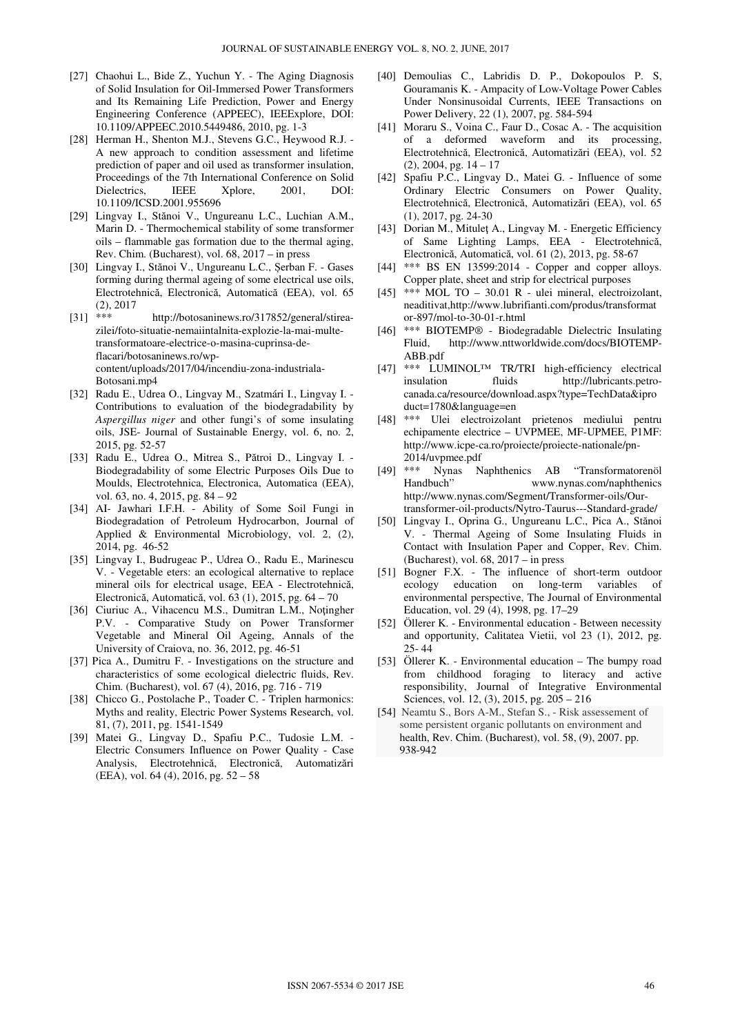[27] Chaohui L., Bide Z., Yuchun Y. - The Aging Diagnosis of Solid Insulation for Oil-Immersed Power Transformers and Its Remaining Life Prediction, Power and Energy Engineering Conference (APPEEC), IEEExplore, DOI: 10.1109/APPEEC.2010.5449486, 2010, pg. 1-3

[28] Herman H., Shenton M.J., Stevens G.C., Heywood R.J. - A new approach to condition assessment and lifetime prediction of paper and oil used as transformer insulation, Proceedings of the 7th International Conference on Solid Dielectrics, IEEE Xplore, 2001, DOI: 10.1109/ICSD.2001.955696

[29] Lingvay I., Stănoi V., Ungureanu L.C., Luchian A.M., Marin D. - Thermochemical stability of some transformer oils – flammable gas formation due to the thermal aging, Rev. Chim. (Bucharest), vol. 68, 2017 – in press

[30] Lingvay I., Stănoi V., Ungureanu L.C., Șerban F. - Gases forming during thermal ageing of some electrical use oils, Electrotehnică, Electronică, Automatică (EEA), vol. 65 (2), 2017

[31] *** http://botosaninews.ro/317852/general/stirea-zilei/foto-situatie-nemaiintalnita-explozie-la-mai-multe-transformatoare-electrice-o-masina-cuprinsa-de-flacari/botosaninews.ro/wp-content/uploads/2017/04/incendiu-zona-industriala-Botosani.mp4

[32] Radu E., Udrea O., Lingvay M., Szatmári I., Lingvay I. - Contributions to evaluation of the biodegradability by *Aspergillus niger* and other fungi's of some insulating oils, JSE- Journal of Sustainable Energy, vol. 6, no. 2, 2015, pg. 52-57

[33] Radu E., Udrea O., Mitrea S., Pătroi D., Lingvay I. - Biodegradability of some Electric Purposes Oils Due to Moulds, Electrotehnica, Electronica, Automatica (EEA), vol. 63, no. 4, 2015, pg. 84 – 92

[34] AI- Jawhari I.F.H. - Ability of Some Soil Fungi in Biodegradation of Petroleum Hydrocarbon, Journal of Applied & Environmental Microbiology, vol. 2, (2), 2014, pg. 46-52

[35] Lingvay I., Budrugeac P., Udrea O., Radu E., Marinescu V. - Vegetable eters: an ecological alternative to replace mineral oils for electrical usage, EEA - Electrotehnică, Electronică, Automatică, vol. 63 (1), 2015, pg. 64 – 70

[36] Ciuriuc A., Vihacencu M.S., Dumitran L.M., Noțingher P.V. - Comparative Study on Power Transformer Vegetable and Mineral Oil Ageing, Annals of the University of Craiova, no. 36, 2012, pg. 46-51

[37] Pica A., Dumitru F. - Investigations on the structure and characteristics of some ecological dielectric fluids, Rev. Chim. (Bucharest), vol. 67 (4), 2016, pg. 716 - 719

[38] Chicco G., Postolache P., Toader C. - Triplen harmonics: Myths and reality, Electric Power Systems Research, vol. 81, (7), 2011, pg. 1541-1549

[39] Matei G., Lingvay D., Spafiu P.C., Tudosie L.M. - Electric Consumers Influence on Power Quality - Case Analysis, Electrotehnică, Electronică, Automatizări (EEA), vol. 64 (4), 2016, pg. 52 – 58

[40] Demoulias C., Labridis D. P., Dokopoulos P. S, Gouramanis K. - Ampacity of Low-Voltage Power Cables Under Nonsinusoidal Currents, IEEE Transactions on Power Delivery, 22 (1), 2007, pg. 584-594

[41] Moraru S., Voina C., Faur D., Cosac A. - The acquisition of a deformed waveform and its processing, Electrotehnică, Electronică, Automatizări (EEA), vol. 52 (2), 2004, pg. 14 – 17

[42] Spafiu P.C., Lingvay D., Matei G. - Influence of some Ordinary Electric Consumers on Power Quality, Electrotehnică, Electronică, Automatizări (EEA), vol. 65 (1), 2017, pg. 24-30

[43] Dorian M., Mituleț A., Lingvay M. - Energetic Efficiency of Same Lighting Lamps, EEA - Electrotehnică, Electronică, Automatică, vol. 61 (2), 2013, pg. 58-67

[44] *** BS EN 13599:2014 - Copper and copper alloys. Copper plate, sheet and strip for electrical purposes

[45] *** MOL TO – 30.01 R - ulei mineral, electroizolant, neaditivat,http://www.lubrifianti.com/produs/transformator-897/mol-to-30-01-r.html

[46] *** BIOTEMP® - Biodegradable Dielectric Insulating Fluid, http://www.nttworldwide.com/docs/BIOTEMP-ABB.pdf

[47] *** LUMINOL™ TR/TRI high-efficiency electrical insulation fluids http://lubricants.petro-canada.ca/resource/download.aspx?type=TechData&iproduct=1780&language=en

[48] *** Ulei electroizolant prietenos mediului pentru echipamente electrice – UVPMEE, MF-UPMEE, P1MF: http://www.icpe-ca.ro/proiecte/proiecte-nationale/pn-2014/uvpmee.pdf

[49] *** Nynas Naphthenics AB "Transformatorenöl Handbuch" www.nynas.com/naphthenics http://www.nynas.com/Segment/Transformer-oils/Our-transformer-oil-products/Nytro-Taurus---Standard-grade/

[50] Lingvay I., Oprina G., Ungureanu L.C., Pica A., Stănoi V. - Thermal Ageing of Some Insulating Fluids in Contact with Insulation Paper and Copper, Rev. Chim. (Bucharest), vol. 68, 2017 – in press

[51] Bogner F.X. - The influence of short-term outdoor ecology education on long-term variables of environmental perspective, The Journal of Environmental Education, vol. 29 (4), 1998, pg. 17–29

[52] Öllerer K. - Environmental education - Between necessity and opportunity, Calitatea Vietii, vol 23 (1), 2012, pg. 25- 44

[53] Öllerer K. - Environmental education – The bumpy road from childhood foraging to literacy and active responsibility, Journal of Integrative Environmental Sciences, vol. 12, (3), 2015, pg. 205 – 216

[54] Neamtu S., Bors A-M., Stefan S., - Risk assessement of some persistent organic pollutants on environment and health, Rev. Chim. (Bucharest), vol. 58, (9), 2007. pp. 938-942